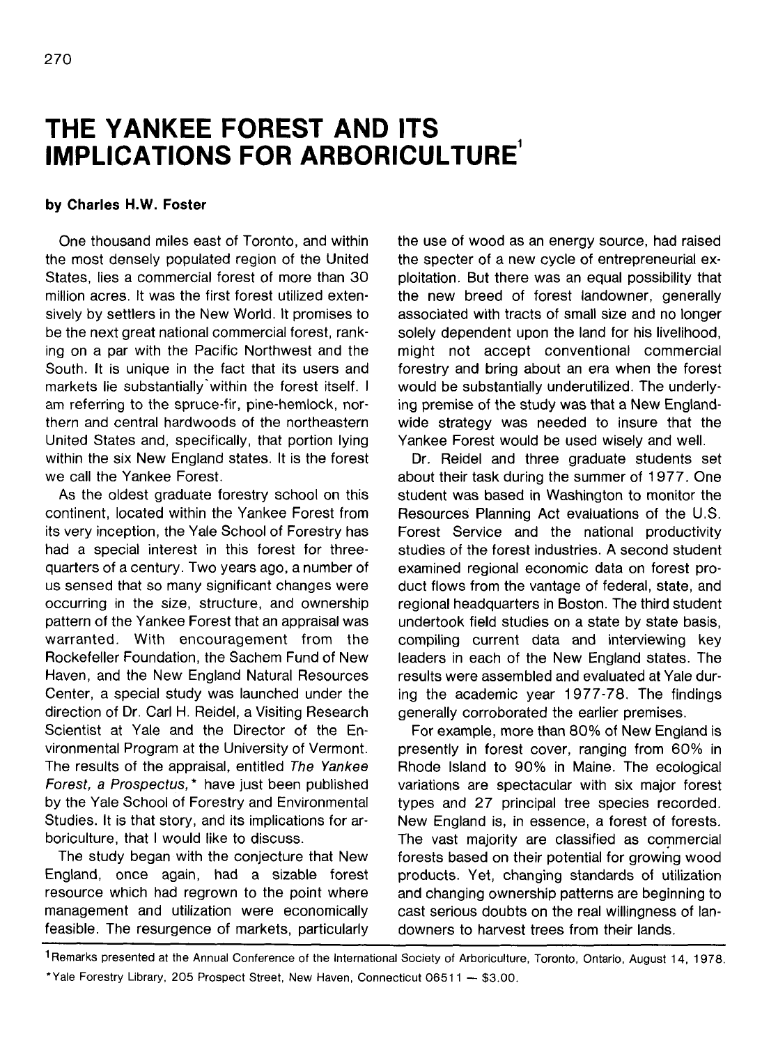# THE YANKEE FOREST AND ITS IMPLICATIONS FOR ARBORICULTURE[1]

**by Charles H.W. Foster**

One thousand miles east of Toronto, and within the most densely populated region of the United States, lies a commercial forest of more than 30 million acres. It was the first forest utilized extensively by settlers in the New World. It promises to be the next great national commercial forest, ranking on a par with the Pacific Northwest and the South. It is unique in the fact that its users and markets lie substantially within the forest itself. I am referring to the spruce-fir, pine-hemlock, northern and central hardwoods of the northeastern United States and, specifically, that portion lying within the six New England states. It is the forest we call the Yankee Forest.

As the oldest graduate forestry school on this continent, located within the Yankee Forest from its very inception, the Yale School of Forestry has had a special interest in this forest for three-quarters of a century. Two years ago, a number of us sensed that so many significant changes were occurring in the size, structure, and ownership pattern of the Yankee Forest that an appraisal was warranted. With encouragement from the Rockefeller Foundation, the Sachem Fund of New Haven, and the New England Natural Resources Center, a special study was launched under the direction of Dr. Carl H. Reidel, a Visiting Research Scientist at Yale and the Director of the Environmental Program at the University of Vermont. The results of the appraisal, entitled *The Yankee Forest, a Prospectus,*\* have just been published by the Yale School of Forestry and Environmental Studies. It is that story, and its implications for arboriculture, that I would like to discuss.

The study began with the conjecture that New England, once again, had a sizable forest resource which had regrown to the point where management and utilization were economically feasible. The resurgence of markets, particularly the use of wood as an energy source, had raised the specter of a new cycle of entrepreneurial exploitation. But there was an equal possibility that the new breed of forest landowner, generally associated with tracts of small size and no longer solely dependent upon the land for his livelihood, might not accept conventional commercial forestry and bring about an era when the forest would be substantially underutilized. The underlying premise of the study was that a New England-wide strategy was needed to insure that the Yankee Forest would be used wisely and well.

Dr. Reidel and three graduate students set about their task during the summer of 1977. One student was based in Washington to monitor the Resources Planning Act evaluations of the U.S. Forest Service and the national productivity studies of the forest industries. A second student examined regional economic data on forest product flows from the vantage of federal, state, and regional headquarters in Boston. The third student undertook field studies on a state by state basis, compiling current data and interviewing key leaders in each of the New England states. The results were assembled and evaluated at Yale during the academic year 1977-78. The findings generally corroborated the earlier premises.

For example, more than 80% of New England is presently in forest cover, ranging from 60% in Rhode Island to 90% in Maine. The ecological variations are spectacular with six major forest types and 27 principal tree species recorded. New England is, in essence, a forest of forests. The vast majority are classified as commercial forests based on their potential for growing wood products. Yet, changing standards of utilization and changing ownership patterns are beginning to cast serious doubts on the real willingness of landowners to harvest trees from their lands.

---

[1] Remarks presented at the Annual Conference of the International Society of Arboriculture, Toronto, Ontario, August 14, 1978.

\*Yale Forestry Library, 205 Prospect Street, New Haven, Connecticut 06511 — $3.00.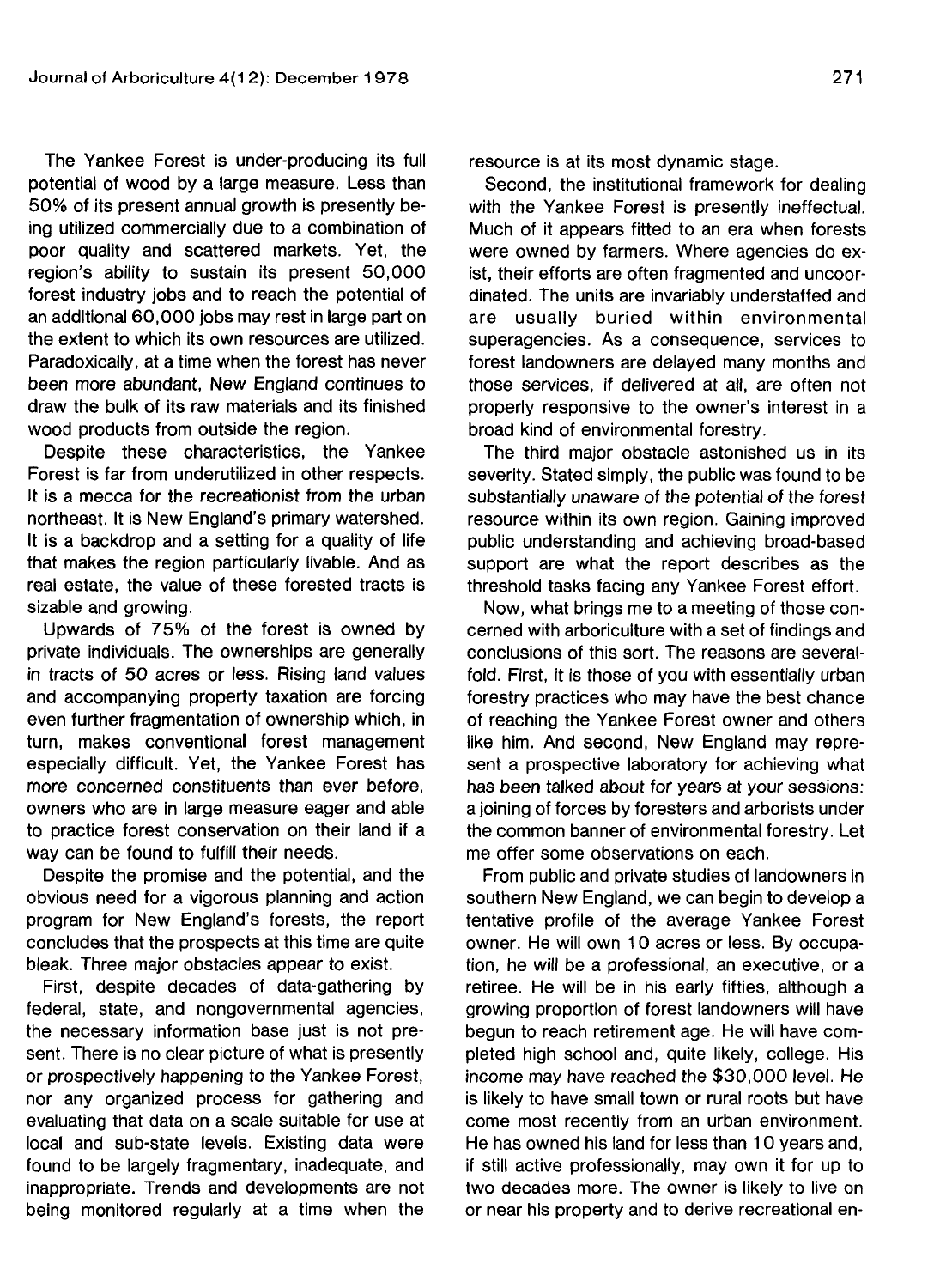The Yankee Forest is under-producing its full potential of wood by a large measure. Less than 50% of its present annual growth is presently being utilized commercially due to a combination of poor quality and scattered markets. Yet, the region's ability to sustain its present 50,000 forest industry jobs and to reach the potential of an additional 60,000 jobs may rest in large part on the extent to which its own resources are utilized. Paradoxically, at a time when the forest has never been more abundant, New England continues to draw the bulk of its raw materials and its finished wood products from outside the region.

Despite these characteristics, the Yankee Forest is far from underutilized in other respects. It is a mecca for the recreationist from the urban northeast. It is New England's primary watershed. It is a backdrop and a setting for a quality of life that makes the region particularly livable. And as real estate, the value of these forested tracts is sizable and growing.

Upwards of 75% of the forest is owned by private individuals. The ownerships are generally in tracts of 50 acres or less. Rising land values and accompanying property taxation are forcing even further fragmentation of ownership which, in turn, makes conventional forest management especially difficult. Yet, the Yankee Forest has more concerned constituents than ever before, owners who are in large measure eager and able to practice forest conservation on their land if a way can be found to fulfill their needs.

Despite the promise and the potential, and the obvious need for a vigorous planning and action program for New England's forests, the report concludes that the prospects at this time are quite bleak. Three major obstacles appear to exist.

First, despite decades of data-gathering by federal, state, and nongovernmental agencies, the necessary information base just is not present. There is no clear picture of what is presently or prospectively happening to the Yankee Forest, nor any organized process for gathering and evaluating that data on a scale suitable for use at local and sub-state levels. Existing data were found to be largely fragmentary, inadequate, and inappropriate. Trends and developments are not being monitored regularly at a time when the resource is at its most dynamic stage.

Second, the institutional framework for dealing with the Yankee Forest is presently ineffectual. Much of it appears fitted to an era when forests were owned by farmers. Where agencies do exist, their efforts are often fragmented and uncoordinated. The units are invariably understaffed and are usually buried within environmental superagencies. As a consequence, services to forest landowners are delayed many months and those services, if delivered at all, are often not properly responsive to the owner's interest in a broad kind of environmental forestry.

The third major obstacle astonished us in its severity. Stated simply, the public was found to be substantially unaware of the potential of the forest resource within its own region. Gaining improved public understanding and achieving broad-based support are what the report describes as the threshold tasks facing any Yankee Forest effort.

Now, what brings me to a meeting of those concerned with arboriculture with a set of findings and conclusions of this sort. The reasons are severalfold. First, it is those of you with essentially urban forestry practices who may have the best chance of reaching the Yankee Forest owner and others like him. And second, New England may represent a prospective laboratory for achieving what has been talked about for years at your sessions: a joining of forces by foresters and arborists under the common banner of environmental forestry. Let me offer some observations on each.

From public and private studies of landowners in southern New England, we can begin to develop a tentative profile of the average Yankee Forest owner. He will own 10 acres or less. By occupation, he will be a professional, an executive, or a retiree. He will be in his early fifties, although a growing proportion of forest landowners will have begun to reach retirement age. He will have completed high school and, quite likely, college. His income may have reached the $30,000 level. He is likely to have small town or rural roots but have come most recently from an urban environment. He has owned his land for less than 10 years and, if still active professionally, may own it for up to two decades more. The owner is likely to live on or near his property and to derive recreational en-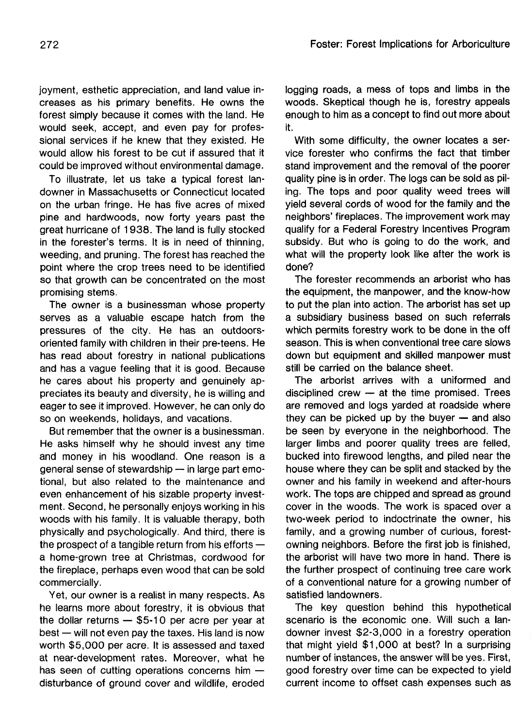joyment, esthetic appreciation, and land value increases as his primary benefits. He owns the forest simply because it comes with the land. He would seek, accept, and even pay for professional services if he knew that they existed. He would allow his forest to be cut if assured that it could be improved without environmental damage.

To illustrate, let us take a typical forest landowner in Massachusetts or Connecticut located on the urban fringe. He has five acres of mixed pine and hardwoods, now forty years past the great hurricane of 1938. The land is fully stocked in the forester's terms. It is in need of thinning, weeding, and pruning. The forest has reached the point where the crop trees need to be identified so that growth can be concentrated on the most promising stems.

The owner is a businessman whose property serves as a valuable escape hatch from the pressures of the city. He has an outdoors-oriented family with children in their pre-teens. He has read about forestry in national publications and has a vague feeling that it is good. Because he cares about his property and genuinely appreciates its beauty and diversity, he is willing and eager to see it improved. However, he can only do so on weekends, holidays, and vacations.

But remember that the owner is a businessman. He asks himself why he should invest any time and money in his woodland. One reason is a general sense of stewardship — in large part emotional, but also related to the maintenance and even enhancement of his sizable property investment. Second, he personally enjoys working in his woods with his family. It is valuable therapy, both physically and psychologically. And third, there is the prospect of a tangible return from his efforts — a home-grown tree at Christmas, cordwood for the fireplace, perhaps even wood that can be sold commercially.

Yet, our owner is a realist in many respects. As he learns more about forestry, it is obvious that the dollar returns — $5-10 per acre per year at best — will not even pay the taxes. His land is now worth $5,000 per acre. It is assessed and taxed at near-development rates. Moreover, what he has seen of cutting operations concerns him — disturbance of ground cover and wildlife, eroded logging roads, a mess of tops and limbs in the woods. Skeptical though he is, forestry appeals enough to him as a concept to find out more about it.

With some difficulty, the owner locates a service forester who confirms the fact that timber stand improvement and the removal of the poorer quality pine is in order. The logs can be sold as piling. The tops and poor quality weed trees will yield several cords of wood for the family and the neighbors' fireplaces. The improvement work may qualify for a Federal Forestry Incentives Program subsidy. But who is going to do the work, and what will the property look like after the work is done?

The forester recommends an arborist who has the equipment, the manpower, and the know-how to put the plan into action. The arborist has set up a subsidiary business based on such referrals which permits forestry work to be done in the off season. This is when conventional tree care slows down but equipment and skilled manpower must still be carried on the balance sheet.

The arborist arrives with a uniformed and disciplined crew — at the time promised. Trees are removed and logs yarded at roadside where they can be picked up by the buyer — and also be seen by everyone in the neighborhood. The larger limbs and poorer quality trees are felled, bucked into firewood lengths, and piled near the house where they can be split and stacked by the owner and his family in weekend and after-hours work. The tops are chipped and spread as ground cover in the woods. The work is spaced over a two-week period to indoctrinate the owner, his family, and a growing number of curious, forest-owning neighbors. Before the first job is finished, the arborist will have two more in hand. There is the further prospect of continuing tree care work of a conventional nature for a growing number of satisfied landowners.

The key question behind this hypothetical scenario is the economic one. Will such a landowner invest $2-3,000 in a forestry operation that might yield $1,000 at best? In a surprising number of instances, the answer will be yes. First, good forestry over time can be expected to yield current income to offset cash expenses such as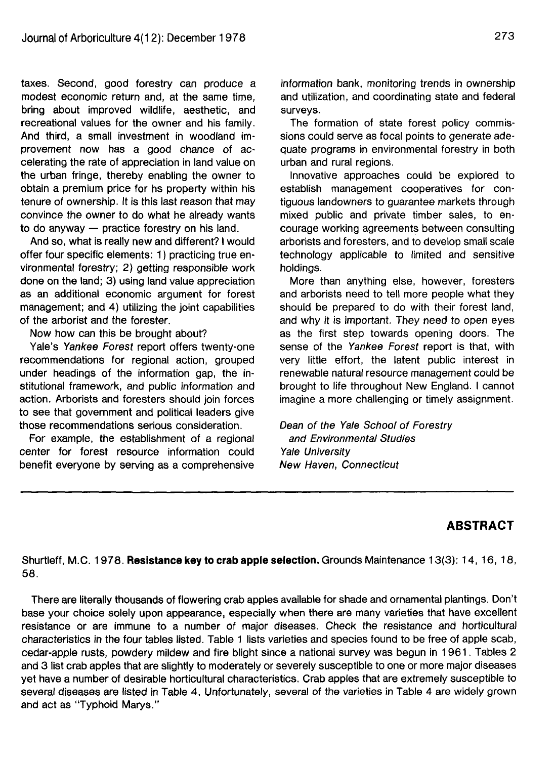taxes. Second, good forestry can produce a modest economic return and, at the same time, bring about improved wildlife, aesthetic, and recreational values for the owner and his family. And third, a small investment in woodland improvement now has a good chance of accelerating the rate of appreciation in land value on the urban fringe, thereby enabling the owner to obtain a premium price for hs property within his tenure of ownership. It is this last reason that may convince the owner to do what he already wants to do anyway — practice forestry on his land.

And so, what is really new and different? I would offer four specific elements: 1) practicing true environmental forestry; 2) getting responsible work done on the land; 3) using land value appreciation as an additional economic argument for forest management; and 4) utilizing the joint capabilities of the arborist and the forester.

Now how can this be brought about?

Yale's *Yankee Forest* report offers twenty-one recommendations for regional action, grouped under headings of the information gap, the institutional framework, and public information and action. Arborists and foresters should join forces to see that government and political leaders give those recommendations serious consideration.

For example, the establishment of a regional center for forest resource information could benefit everyone by serving as a comprehensive information bank, monitoring trends in ownership and utilization, and coordinating state and federal surveys.

The formation of state forest policy commissions could serve as focal points to generate adequate programs in environmental forestry in both urban and rural regions.

Innovative approaches could be explored to establish management cooperatives for contiguous landowners to guarantee markets through mixed public and private timber sales, to encourage working agreements between consulting arborists and foresters, and to develop small scale technology applicable to limited and sensitive holdings.

More than anything else, however, foresters and arborists need to tell more people what they should be prepared to do with their forest land, and why it is important. They need to open eyes as the first step towards opening doors. The sense of the *Yankee Forest* report is that, with very little effort, the latent public interest in renewable natural resource management could be brought to life throughout New England. I cannot imagine a more challenging or timely assignment.

*Dean of the Yale School of Forestry and Environmental Studies*
*Yale University*
*New Haven, Connecticut*

---

## ABSTRACT

Shurtleff, M.C. 1978. **Resistance key to crab apple selection.** Grounds Maintenance 13(3): 14, 16, 18, 58.

There are literally thousands of flowering crab apples available for shade and ornamental plantings. Don't base your choice solely upon appearance, especially when there are many varieties that have excellent resistance or are immune to a number of major diseases. Check the resistance and horticultural characteristics in the four tables listed. Table 1 lists varieties and species found to be free of apple scab, cedar-apple rusts, powdery mildew and fire blight since a national survey was begun in 1961. Tables 2 and 3 list crab apples that are slightly to moderately or severely susceptible to one or more major diseases yet have a number of desirable horticultural characteristics. Crab apples that are extremely susceptible to several diseases are listed in Table 4. Unfortunately, several of the varieties in Table 4 are widely grown and act as "Typhoid Marys."